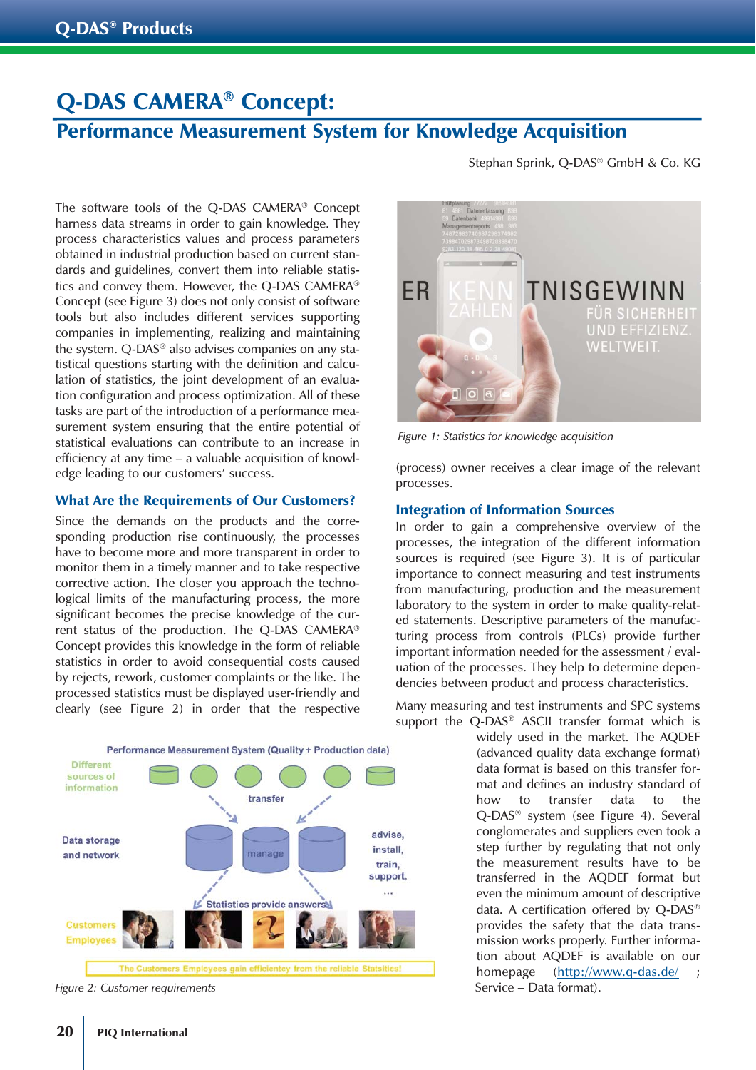# Q-DAS CAMERA® Concept:

## Performance Measurement System for Knowledge Acquisition

Stephan Sprink, Q-DAS® GmbH & Co. KG

The software tools of the Q-DAS CAMERA® Concept harness data streams in order to gain knowledge. They process characteristics values and process parameters obtained in industrial production based on current standards and guidelines, convert them into reliable statistics and convey them. However, the Q-DAS CAMERA® Concept (see Figure 3) does not only consist of software tools but also includes different services supporting companies in implementing, realizing and maintaining the system. Q-DAS® also advises companies on any statistical questions starting with the definition and calculation of statistics, the joint development of an evaluation configuration and process optimization. All of these tasks are part of the introduction of a performance measurement system ensuring that the entire potential of statistical evaluations can contribute to an increase in efficiency at any time – a valuable acquisition of knowledge leading to our customers' success.

### What Are the Requirements of Our Customers?

Since the demands on the products and the corresponding production rise continuously, the processes have to become more and more transparent in order to monitor them in a timely manner and to take respective corrective action. The closer you approach the technological limits of the manufacturing process, the more significant becomes the precise knowledge of the current status of the production. The Q-DAS CAMERA® Concept provides this knowledge in the form of reliable statistics in order to avoid consequential costs caused by rejects, rework, customer complaints or the like. The processed statistics must be displayed user-friendly and clearly (see Figure 2) in order that the respective (process) owner receives a clear image of the relevant processes.

Figure 2: Customer requirements

Figure 1: Statistics for knowledge acquisition

### Integration of Information Sources

In order to gain a comprehensive overview of the processes, the integration of the different information sources is required (see Figure 3). It is of particular importance to connect measuring and test instruments from manufacturing, production and the measurement laboratory to the system in order to make quality-related statements. Descriptive parameters of the manufacturing process from controls (PLCs) provide further important information needed for the assessment / evaluation of the processes. They help to determine dependencies between product and process characteristics.

Many measuring and test instruments and SPC systems support the Q-DAS® ASCII transfer format which is widely used in the market. The AQDEF (advanced quality data exchange format) data format is based on this transfer format and defines an industry standard of how to transfer data to the Q-DAS® system (see Figure 4). Several conglomerates and suppliers even took a step further by regulating that not only the measurement results have to be transferred in the AQDEF format but even the minimum amount of descriptive data. A certification offered by Q-DAS® provides the safety that the data transmission works properly. Further information about AQDEF is available on our homepage (http://www.q-das.de/ ; Service – Data format).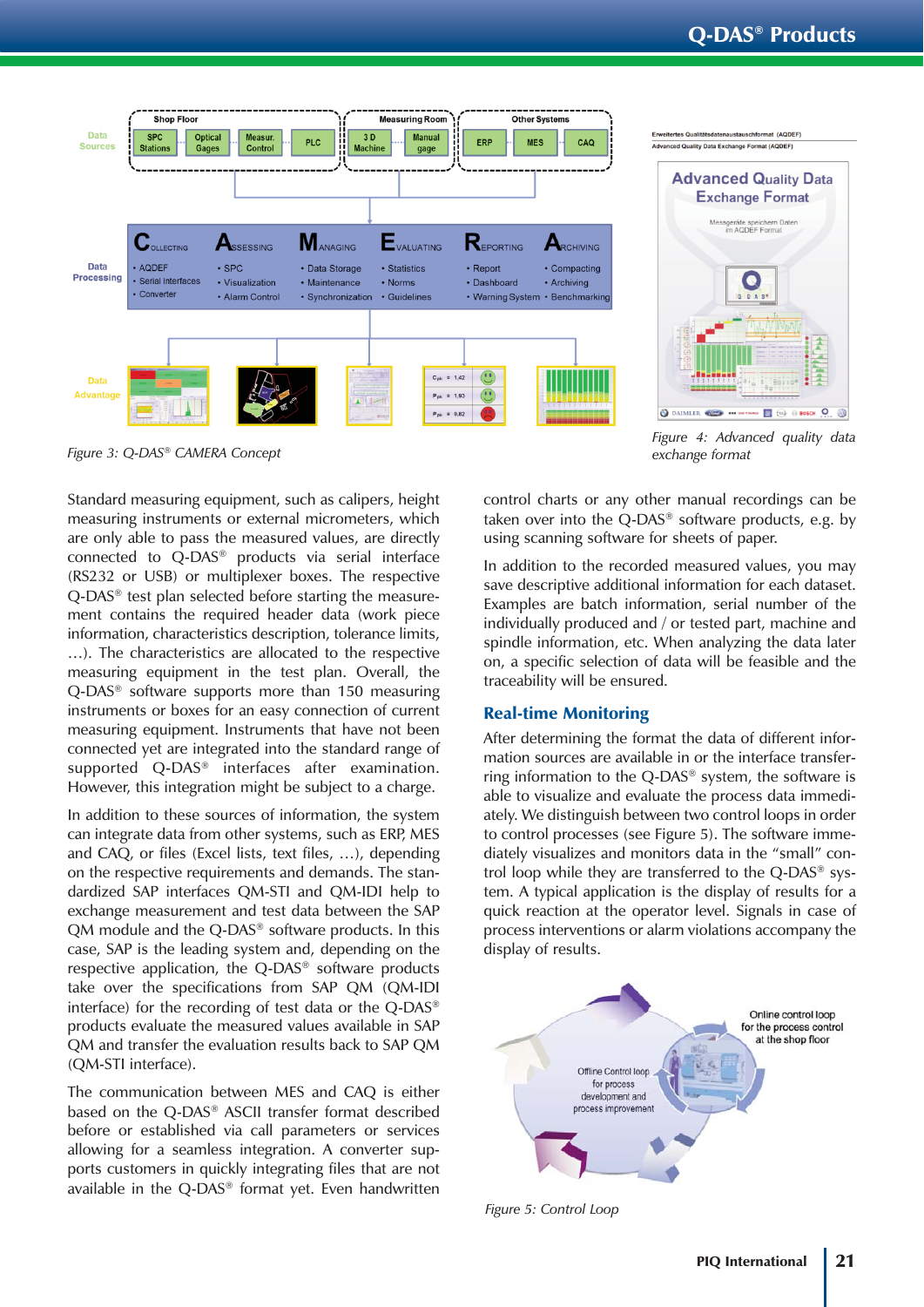Figure 3: Q-DAS® CAMERA Concept

Figure 4: Advanced quality data exchange format

Standard measuring equipment, such as calipers, height measuring instruments or external micrometers, which are only able to pass the measured values, are directly connected to Q-DAS® products via serial interface (RS232 or USB) or multiplexer boxes. The respective Q-DAS® test plan selected before starting the measurement contains the required header data (work piece information, characteristics description, tolerance limits, …). The characteristics are allocated to the respective measuring equipment in the test plan. Overall, the Q-DAS® software supports more than 150 measuring instruments or boxes for an easy connection of current measuring equipment. Instruments that have not been connected yet are integrated into the standard range of supported Q-DAS® interfaces after examination. However, this integration might be subject to a charge.

In addition to these sources of information, the system can integrate data from other systems, such as ERP, MES and CAQ, or files (Excel lists, text files, …), depending on the respective requirements and demands. The standardized SAP interfaces QM-STI and QM-IDI help to exchange measurement and test data between the SAP QM module and the Q-DAS® software products. In this case, SAP is the leading system and, depending on the respective application, the Q-DAS® software products take over the specifications from SAP QM (QM-IDI interface) for the recording of test data or the Q-DAS® products evaluate the measured values available in SAP QM and transfer the evaluation results back to SAP QM (QM-STI interface).

The communication between MES and CAQ is either based on the Q-DAS® ASCII transfer format described before or established via call parameters or services allowing for a seamless integration. A converter supports customers in quickly integrating files that are not available in the Q-DAS® format yet. Even handwritten control charts or any other manual recordings can be taken over into the Q-DAS® software products, e.g. by using scanning software for sheets of paper.

In addition to the recorded measured values, you may save descriptive additional information for each dataset. Examples are batch information, serial number of the individually produced and / or tested part, machine and spindle information, etc. When analyzing the data later on, a specific selection of data will be feasible and the traceability will be ensured.

## Real-time Monitoring

After determining the format the data of different information sources are available in or the interface transferring information to the Q-DAS® system, the software is able to visualize and evaluate the process data immediately. We distinguish between two control loops in order to control processes (see Figure 5). The software immediately visualizes and monitors data in the "small" control loop while they are transferred to the Q-DAS® system. A typical application is the display of results for a quick reaction at the operator level. Signals in case of process interventions or alarm violations accompany the display of results.

Figure 5: Control Loop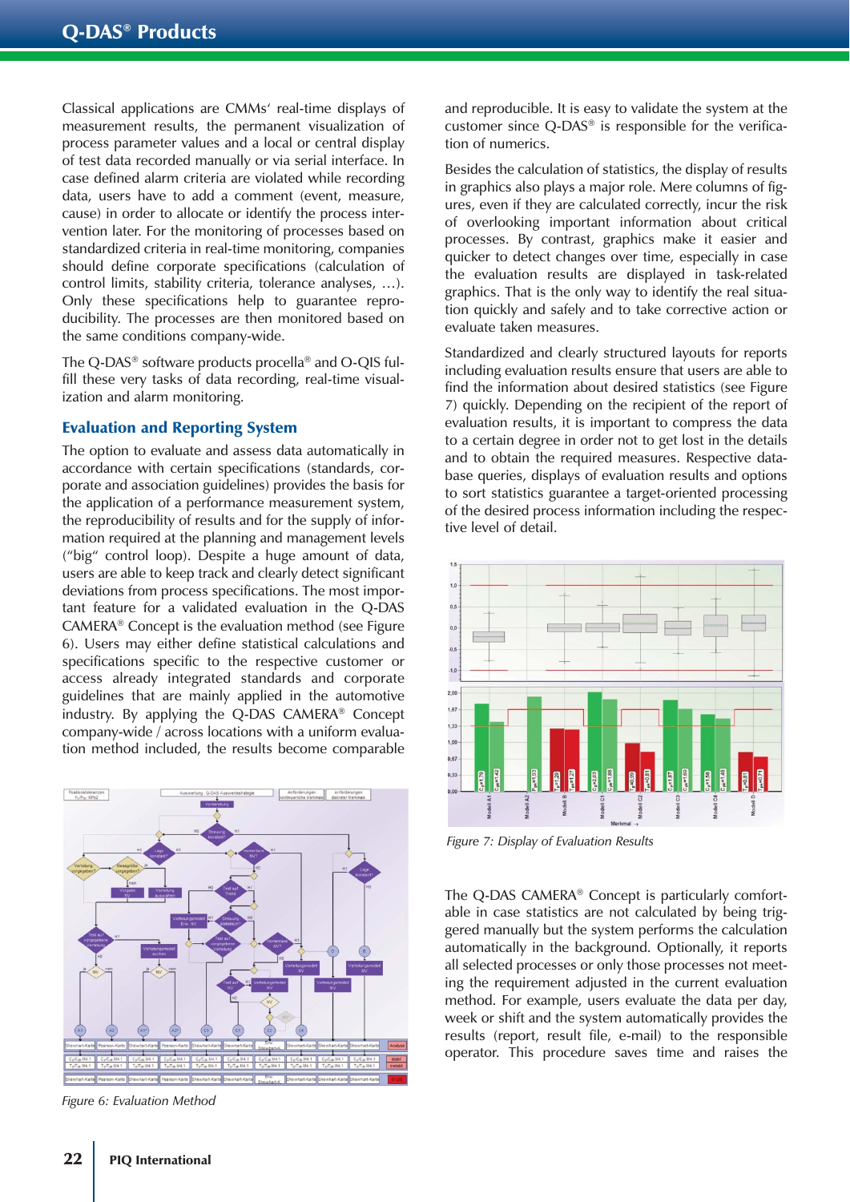Classical applications are CMMs' real-time displays of measurement results, the permanent visualization of process parameter values and a local or central display of test data recorded manually or via serial interface. In case defined alarm criteria are violated while recording data, users have to add a comment (event, measure, cause) in order to allocate or identify the process intervention later. For the monitoring of processes based on standardized criteria in real-time monitoring, companies should define corporate specifications (calculation of control limits, stability criteria, tolerance analyses, …). Only these specifications help to guarantee reproducibility. The processes are then monitored based on the same conditions company-wide.

The Q-DAS® software products procella® and O-QIS fulfill these very tasks of data recording, real-time visualization and alarm monitoring.

## Evaluation and Reporting System

The option to evaluate and assess data automatically in accordance with certain specifications (standards, corporate and association guidelines) provides the basis for the application of a performance measurement system, the reproducibility of results and for the supply of information required at the planning and management levels ("big" control loop). Despite a huge amount of data, users are able to keep track and clearly detect significant deviations from process specifications. The most important feature for a validated evaluation in the Q-DAS CAMERA® Concept is the evaluation method (see Figure 6). Users may either define statistical calculations and specifications specific to the respective customer or access already integrated standards and corporate guidelines that are mainly applied in the automotive industry. By applying the Q-DAS CAMERA® Concept company-wide / across locations with a uniform evaluation method included, the results become comparable and reproducible. It is easy to validate the system at the customer since Q-DAS® is responsible for the verification of numerics.

Figure 6: Evaluation Method

Besides the calculation of statistics, the display of results in graphics also plays a major role. Mere columns of figures, even if they are calculated correctly, incur the risk of overlooking important information about critical processes. By contrast, graphics make it easier and quicker to detect changes over time, especially in case the evaluation results are displayed in task-related graphics. That is the only way to identify the real situation quickly and safely and to take corrective action or evaluate taken measures.

Standardized and clearly structured layouts for reports including evaluation results ensure that users are able to find the information about desired statistics (see Figure 7) quickly. Depending on the recipient of the report of evaluation results, it is important to compress the data to a certain degree in order not to get lost in the details and to obtain the required measures. Respective database queries, displays of evaluation results and options to sort statistics guarantee a target-oriented processing of the desired process information including the respective level of detail.

Figure 7: Display of Evaluation Results

The Q-DAS CAMERA® Concept is particularly comfortable in case statistics are not calculated by being triggered manually but the system performs the calculation automatically in the background. Optionally, it reports all selected processes or only those processes not meeting the requirement adjusted in the current evaluation method. For example, users evaluate the data per day, week or shift and the system automatically provides the results (report, result file, e-mail) to the responsible operator. This procedure saves time and raises the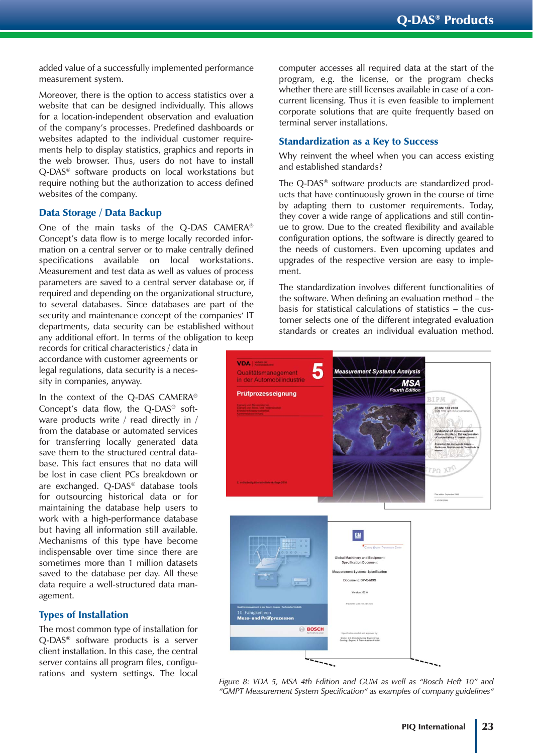added value of a successfully implemented performance measurement system.

Moreover, there is the option to access statistics over a website that can be designed individually. This allows for a location-independent observation and evaluation of the company's processes. Predefined dashboards or websites adapted to the individual customer requirements help to display statistics, graphics and reports in the web browser. Thus, users do not have to install Q-DAS® software products on local workstations but require nothing but the authorization to access defined websites of the company.

## Data Storage / Data Backup

One of the main tasks of the Q-DAS CAMERA® Concept's data flow is to merge locally recorded information on a central server or to make centrally defined specifications available on local workstations. Measurement and test data as well as values of process parameters are saved to a central server database or, if required and depending on the organizational structure, to several databases. Since databases are part of the security and maintenance concept of the companies' IT departments, data security can be established without any additional effort. In terms of the obligation to keep records for critical characteristics / data in accordance with customer agreements or legal regulations, data security is a necessity in companies, anyway.

In the context of the Q-DAS CAMERA® Concept's data flow, the Q-DAS® software products write / read directly in / from the database or automated services for transferring locally generated data save them to the structured central database. This fact ensures that no data will be lost in case client PCs breakdown or are exchanged. Q-DAS® database tools for outsourcing historical data or for maintaining the database help users to work with a high-performance database but having all information still available. Mechanisms of this type have become indispensable over time since there are sometimes more than 1 million datasets saved to the database per day. All these data require a well-structured data management.

## Types of Installation

The most common type of installation for Q-DAS® software products is a server client installation. In this case, the central server contains all program files, configurations and system settings. The local computer accesses all required data at the start of the program, e.g. the license, or the program checks whether there are still licenses available in case of a concurrent licensing. Thus it is even feasible to implement corporate solutions that are quite frequently based on terminal server installations.

## Standardization as a Key to Success

Why reinvent the wheel when you can access existing and established standards?

The Q-DAS® software products are standardized products that have continuously grown in the course of time by adapting them to customer requirements. Today, they cover a wide range of applications and still continue to grow. Due to the created flexibility and available configuration options, the software is directly geared to the needs of customers. Even upcoming updates and upgrades of the respective version are easy to implement.

The standardization involves different functionalities of the software. When defining an evaluation method – the basis for statistical calculations of statistics – the customer selects one of the different integrated evaluation standards or creates an individual evaluation method.

*Figure 8: VDA 5, MSA 4th Edition and GUM as well as "Bosch Heft 10" and "GMPT Measurement System Specification" as examples of company guidelines"*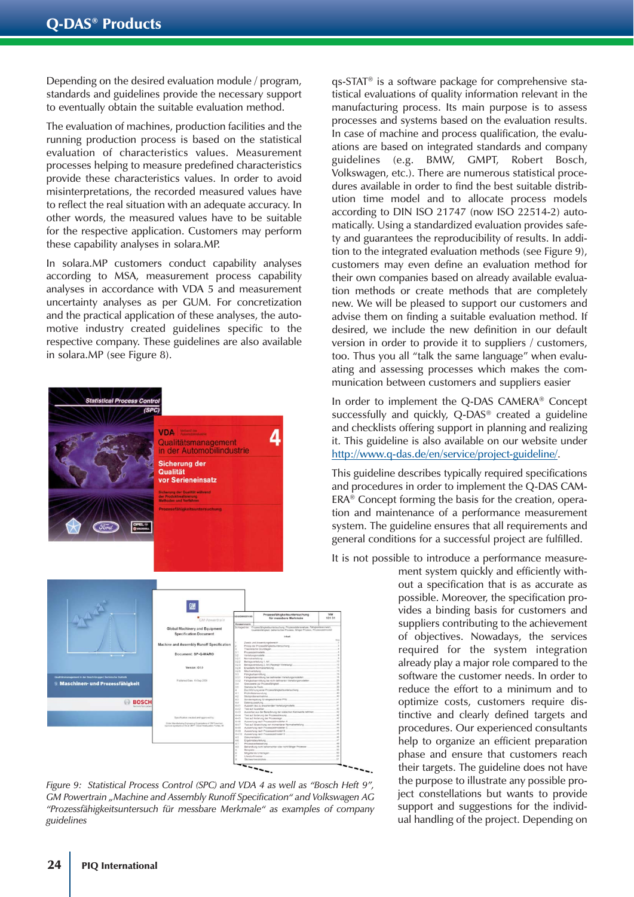Depending on the desired evaluation module / program, standards and guidelines provide the necessary support to eventually obtain the suitable evaluation method.

The evaluation of machines, production facilities and the running production process is based on the statistical evaluation of characteristics values. Measurement processes helping to measure predefined characteristics provide these characteristics values. In order to avoid misinterpretations, the recorded measured values have to reflect the real situation with an adequate accuracy. In other words, the measured values have to be suitable for the respective application. Customers may perform these capability analyses in solara.MP.

In solara.MP customers conduct capability analyses according to MSA, measurement process capability analyses in accordance with VDA 5 and measurement uncertainty analyses as per GUM. For concretization and the practical application of these analyses, the automotive industry created guidelines specific to the respective company. These guidelines are also available in solara.MP (see Figure 8).

*Figure 9: Statistical Process Control (SPC) and VDA 4 as well as "Bosch Heft 9", GM Powertrain „Machine and Assembly Runoff Specification" and Volkswagen AG "Prozessfähigkeitsuntersuch für messbare Merkmale" as examples of company guidelines*

qs-STAT® is a software package for comprehensive statistical evaluations of quality information relevant in the manufacturing process. Its main purpose is to assess processes and systems based on the evaluation results. In case of machine and process qualification, the evaluations are based on integrated standards and company guidelines (e.g. BMW, GMPT, Robert Bosch, Volkswagen, etc.). There are numerous statistical procedures available in order to find the best suitable distribution time model and to allocate process models according to DIN ISO 21747 (now ISO 22514-2) automatically. Using a standardized evaluation provides safety and guarantees the reproducibility of results. In addition to the integrated evaluation methods (see Figure 9), customers may even define an evaluation method for their own companies based on already available evaluation methods or create methods that are completely new. We will be pleased to support our customers and advise them on finding a suitable evaluation method. If desired, we include the new definition in our default version in order to provide it to suppliers / customers, too. Thus you all "talk the same language" when evaluating and assessing processes which makes the communication between customers and suppliers easier

In order to implement the Q-DAS CAMERA® Concept successfully and quickly, Q-DAS® created a guideline and checklists offering support in planning and realizing it. This guideline is also available on our website under http://www.q-das.de/en/service/project-guideline/.

This guideline describes typically required specifications and procedures in order to implement the Q-DAS CAMERA® Concept forming the basis for the creation, operation and maintenance of a performance measurement system. The guideline ensures that all requirements and general conditions for a successful project are fulfilled.

It is not possible to introduce a performance measurement system quickly and efficiently without a specification that is as accurate as possible. Moreover, the specification provides a binding basis for customers and suppliers contributing to the achievement of objectives. Nowadays, the services required for the system integration already play a major role compared to the software the customer needs. In order to reduce the effort to a minimum and to optimize costs, customers require distinctive and clearly defined targets and procedures. Our experienced consultants help to organize an efficient preparation phase and ensure that customers reach their targets. The guideline does not have the purpose to illustrate any possible project constellations but wants to provide support and suggestions for the individual handling of the project. Depending on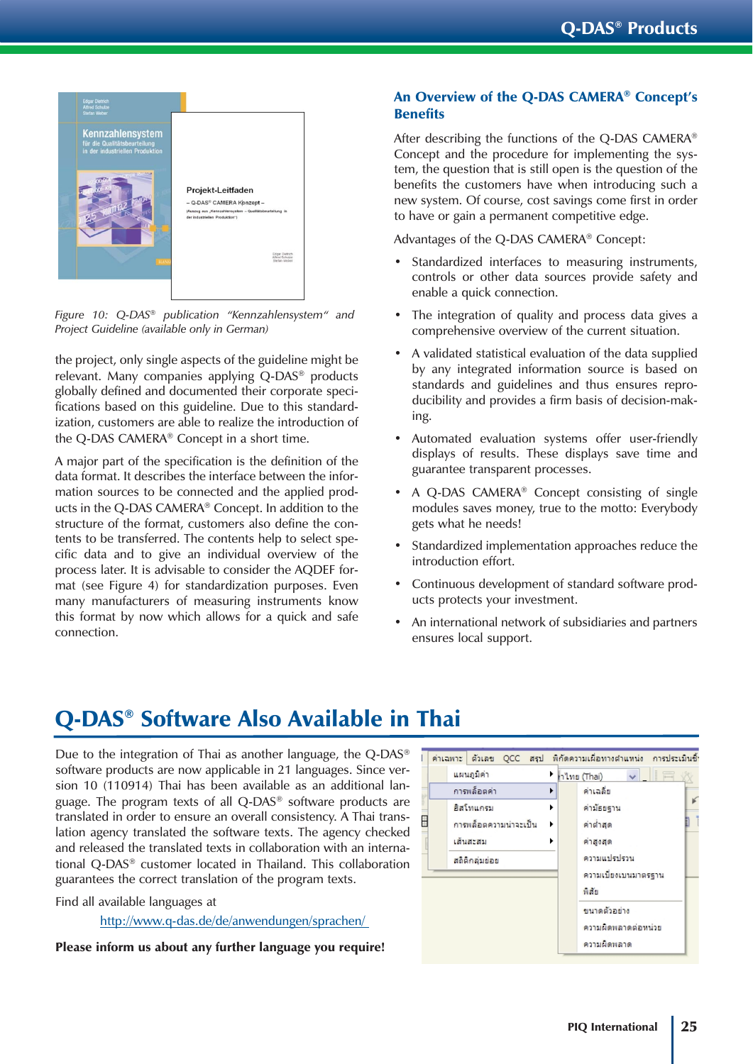*Figure 10: Q-DAS® publication "Kennzahlensystem" and Project Guideline (available only in German)*

the project, only single aspects of the guideline might be relevant. Many companies applying Q-DAS® products globally defined and documented their corporate specifications based on this guideline. Due to this standardization, customers are able to realize the introduction of the Q-DAS CAMERA® Concept in a short time.

A major part of the specification is the definition of the data format. It describes the interface between the information sources to be connected and the applied products in the Q-DAS CAMERA® Concept. In addition to the structure of the format, customers also define the contents to be transferred. The contents help to select specific data and to give an individual overview of the process later. It is advisable to consider the AQDEF format (see Figure 4) for standardization purposes. Even many manufacturers of measuring instruments know this format by now which allows for a quick and safe connection.

### An Overview of the Q-DAS CAMERA® Concept's Benefits

After describing the functions of the Q-DAS CAMERA® Concept and the procedure for implementing the system, the question that is still open is the question of the benefits the customers have when introducing such a new system. Of course, cost savings come first in order to have or gain a permanent competitive edge.

Advantages of the Q-DAS CAMERA® Concept:

- Standardized interfaces to measuring instruments, controls or other data sources provide safety and enable a quick connection.
- The integration of quality and process data gives a comprehensive overview of the current situation.
- A validated statistical evaluation of the data supplied by any integrated information source is based on standards and guidelines and thus ensures reproducibility and provides a firm basis of decision-making.
- Automated evaluation systems offer user-friendly displays of results. These displays save time and guarantee transparent processes.
- A Q-DAS CAMERA® Concept consisting of single modules saves money, true to the motto: Everybody gets what he needs!
- Standardized implementation approaches reduce the introduction effort.
- Continuous development of standard software products protects your investment.
- An international network of subsidiaries and partners ensures local support.

## Q-DAS® Software Also Available in Thai

Due to the integration of Thai as another language, the Q-DAS® software products are now applicable in 21 languages. Since version 10 (110914) Thai has been available as an additional language. The program texts of all Q-DAS® software products are translated in order to ensure an overall consistency. A Thai translation agency translated the software texts. The agency checked and released the translated texts in collaboration with an international Q-DAS® customer located in Thailand. This collaboration guarantees the correct translation of the program texts.

Find all available languages at

http://www.q-das.de/de/anwendungen/sprachen/

**Please inform us about any further language you require!**